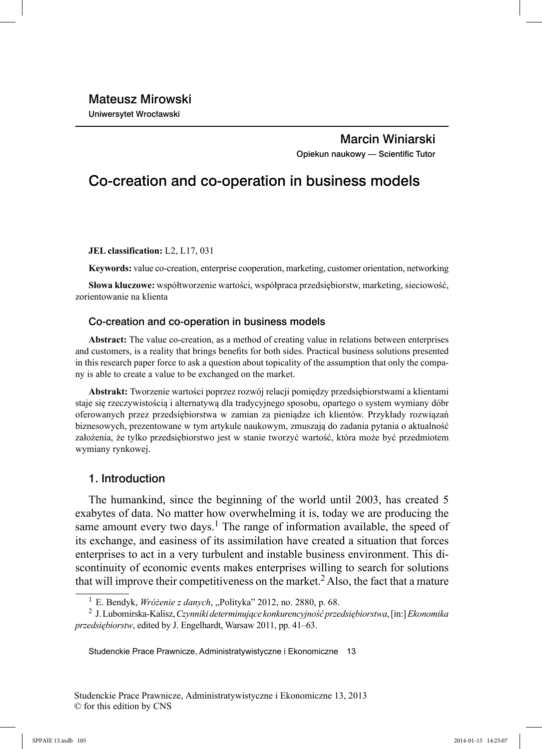Mateusz Mirowski

Uniwersytet Wrocławski

Marcin Winiarski

Opiekun naukowy — Scientific Tutor

# Co-creation and co-operation in business models

**JEL classification:** L2, L17, 031

**Keywords:** value co-creation, enterprise cooperation, marketing, customer orientation, networking

**Słowa kluczowe:** współtworzenie wartości, współpraca przedsiębiorstw, marketing, sieciowość, zorientowanie na klienta

### Co-creation and co-operation in business models

**Abstract:** The value co-creation, as a method of creating value in relations between enterprises and customers, is a reality that brings benefits for both sides. Practical business solutions presented in this research paper force to ask a question about topicality of the assumption that only the company is able to create a value to be exchanged on the market.

**Abstrakt:** Tworzenie wartości poprzez rozwój relacji pomiędzy przedsiębiorstwami a klientami staje się rzeczywistością i alternatywą dla tradycyjnego sposobu, opartego o system wymiany dóbr oferowanych przez przedsiębiorstwa w zamian za pieniądze ich klientów. Przykłady rozwiązań biznesowych, prezentowane w tym artykule naukowym, zmuszają do zadania pytania o aktualność założenia, że tylko przedsiębiorstwo jest w stanie tworzyć wartość, która może być przedmiotem wymiany rynkowej.

## 1. Introduction

The humankind, since the beginning of the world until 2003, has created 5 exabytes of data. No matter how overwhelming it is, today we are producing the same amount every two days.[1] The range of information available, the speed of its exchange, and easiness of its assimilation have created a situation that forces enterprises to act in a very turbulent and instable business environment. This discontinuity of economic events makes enterprises willing to search for solutions that will improve their competitiveness on the market.[2] Also, the fact that a mature

[1] E. Bendyk, *Wróżenie z danych*, „Polityka" 2012, no. 2880, p. 68.

[2] J. Lubomirska-Kalisz, *Czynniki determinujące konkurencyjność przedsiębiorstwa*, [in:] *Ekonomika przedsiębiorstw*, edited by J. Engelhardt, Warsaw 2011, pp. 41–63.

Studenckie Prace Prawnicze, Administratywistyczne i Ekonomiczne 13, 2013
© for this edition by CNS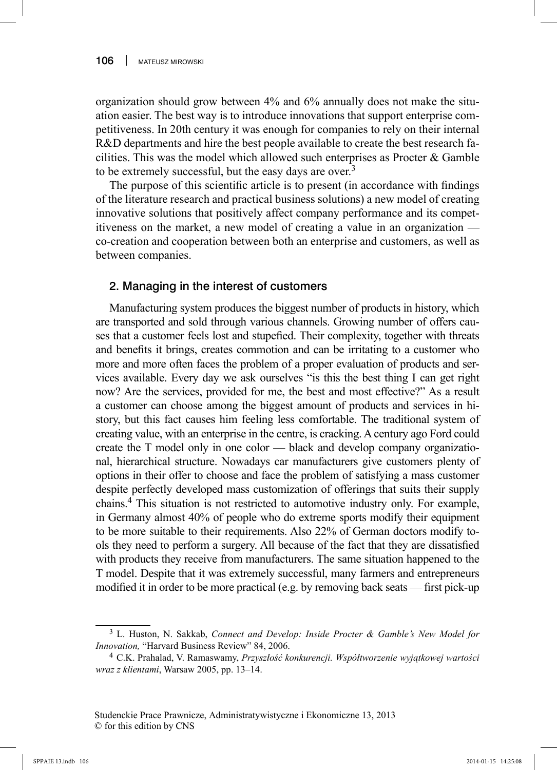organization should grow between 4% and 6% annually does not make the situation easier. The best way is to introduce innovations that support enterprise competitiveness. In 20th century it was enough for companies to rely on their internal R&D departments and hire the best people available to create the best research facilities. This was the model which allowed such enterprises as Procter & Gamble to be extremely successful, but the easy days are over.[3]

The purpose of this scientific article is to present (in accordance with findings of the literature research and practical business solutions) a new model of creating innovative solutions that positively affect company performance and its competitiveness on the market, a new model of creating a value in an organization — co-creation and cooperation between both an enterprise and customers, as well as between companies.

## 2. Managing in the interest of customers

Manufacturing system produces the biggest number of products in history, which are transported and sold through various channels. Growing number of offers causes that a customer feels lost and stupefied. Their complexity, together with threats and benefits it brings, creates commotion and can be irritating to a customer who more and more often faces the problem of a proper evaluation of products and services available. Every day we ask ourselves "is this the best thing I can get right now? Are the services, provided for me, the best and most effective?" As a result a customer can choose among the biggest amount of products and services in history, but this fact causes him feeling less comfortable. The traditional system of creating value, with an enterprise in the centre, is cracking. A century ago Ford could create the T model only in one color — black and develop company organizational, hierarchical structure. Nowadays car manufacturers give customers plenty of options in their offer to choose and face the problem of satisfying a mass customer despite perfectly developed mass customization of offerings that suits their supply chains.[4] This situation is not restricted to automotive industry only. For example, in Germany almost 40% of people who do extreme sports modify their equipment to be more suitable to their requirements. Also 22% of German doctors modify tools they need to perform a surgery. All because of the fact that they are dissatisfied with products they receive from manufacturers. The same situation happened to the T model. Despite that it was extremely successful, many farmers and entrepreneurs modified it in order to be more practical (e.g. by removing back seats — first pick-up

---

[3] L. Huston, N. Sakkab, *Connect and Develop: Inside Procter & Gamble's New Model for Innovation,* "Harvard Business Review" 84, 2006.

[4] C.K. Prahalad, V. Ramaswamy, *Przyszłość konkurencji. Współtworzenie wyjątkowej wartości wraz z klientami*, Warsaw 2005, pp. 13–14.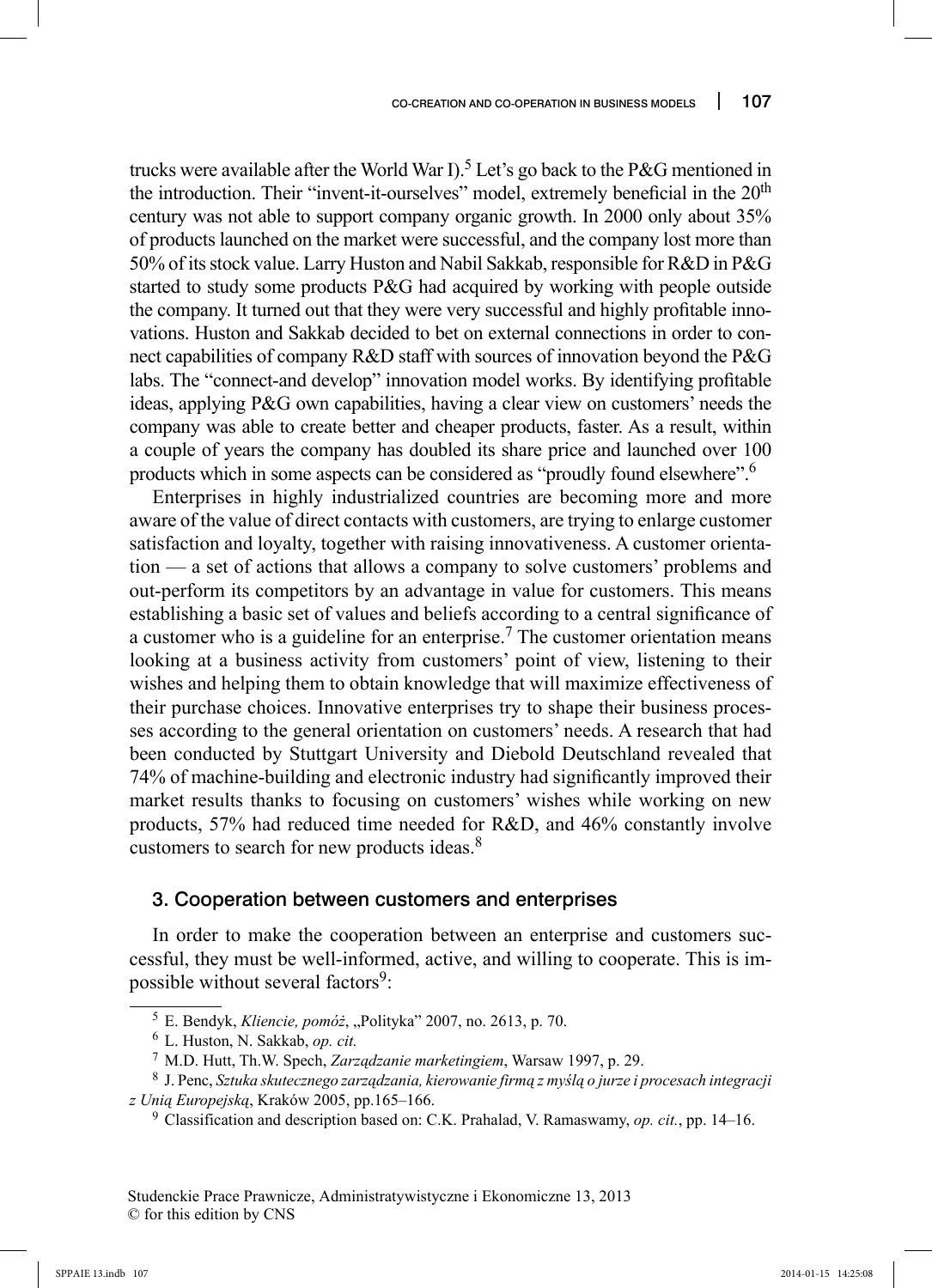trucks were available after the World War I).[5] Let's go back to the P&G mentioned in the introduction. Their "invent-it-ourselves" model, extremely beneficial in the 20th century was not able to support company organic growth. In 2000 only about 35% of products launched on the market were successful, and the company lost more than 50% of its stock value. Larry Huston and Nabil Sakkab, responsible for R&D in P&G started to study some products P&G had acquired by working with people outside the company. It turned out that they were very successful and highly profitable innovations. Huston and Sakkab decided to bet on external connections in order to connect capabilities of company R&D staff with sources of innovation beyond the P&G labs. The "connect-and develop" innovation model works. By identifying profitable ideas, applying P&G own capabilities, having a clear view on customers' needs the company was able to create better and cheaper products, faster. As a result, within a couple of years the company has doubled its share price and launched over 100 products which in some aspects can be considered as "proudly found elsewhere".[6]

Enterprises in highly industrialized countries are becoming more and more aware of the value of direct contacts with customers, are trying to enlarge customer satisfaction and loyalty, together with raising innovativeness. A customer orientation — a set of actions that allows a company to solve customers' problems and out-perform its competitors by an advantage in value for customers. This means establishing a basic set of values and beliefs according to a central significance of a customer who is a guideline for an enterprise.[7] The customer orientation means looking at a business activity from customers' point of view, listening to their wishes and helping them to obtain knowledge that will maximize effectiveness of their purchase choices. Innovative enterprises try to shape their business processes according to the general orientation on customers' needs. A research that had been conducted by Stuttgart University and Diebold Deutschland revealed that 74% of machine-building and electronic industry had significantly improved their market results thanks to focusing on customers' wishes while working on new products, 57% had reduced time needed for R&D, and 46% constantly involve customers to search for new products ideas.[8]

## 3. Cooperation between customers and enterprises

In order to make the cooperation between an enterprise and customers successful, they must be well-informed, active, and willing to cooperate. This is impossible without several factors[9]:

---

[5] E. Bendyk, *Kliencie, pomóż*, „Polityka" 2007, no. 2613, p. 70.

[6] L. Huston, N. Sakkab, *op. cit.*

[7] M.D. Hutt, Th.W. Spech, *Zarządzanie marketingiem*, Warsaw 1997, p. 29.

[8] J. Penc, *Sztuka skutecznego zarządzania, kierowanie firmą z myślą o jurze i procesach integracji z Unią Europejską*, Kraków 2005, pp.165–166.

[9] Classification and description based on: C.K. Prahalad, V. Ramaswamy, *op. cit.*, pp. 14–16.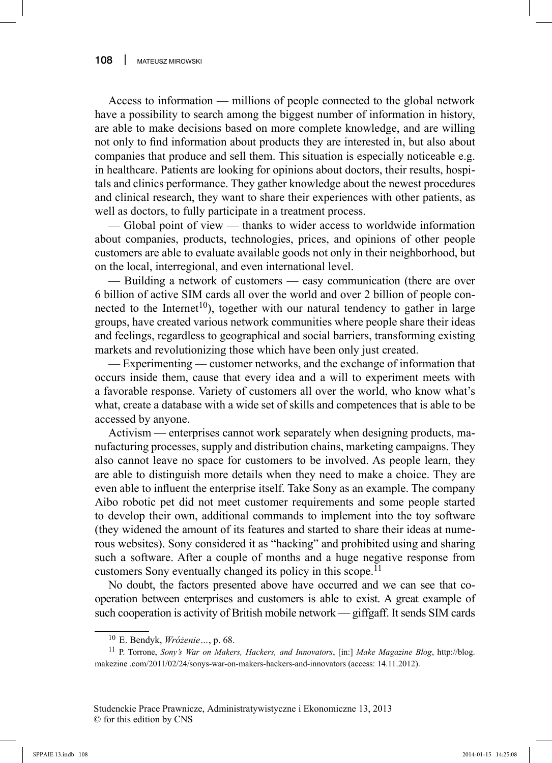Access to information — millions of people connected to the global network have a possibility to search among the biggest number of information in history, are able to make decisions based on more complete knowledge, and are willing not only to find information about products they are interested in, but also about companies that produce and sell them. This situation is especially noticeable e.g. in healthcare. Patients are looking for opinions about doctors, their results, hospitals and clinics performance. They gather knowledge about the newest procedures and clinical research, they want to share their experiences with other patients, as well as doctors, to fully participate in a treatment process.

— Global point of view — thanks to wider access to worldwide information about companies, products, technologies, prices, and opinions of other people customers are able to evaluate available goods not only in their neighborhood, but on the local, interregional, and even international level.

— Building a network of customers — easy communication (there are over 6 billion of active SIM cards all over the world and over 2 billion of people connected to the Internet[10]), together with our natural tendency to gather in large groups, have created various network communities where people share their ideas and feelings, regardless to geographical and social barriers, transforming existing markets and revolutionizing those which have been only just created.

— Experimenting — customer networks, and the exchange of information that occurs inside them, cause that every idea and a will to experiment meets with a favorable response. Variety of customers all over the world, who know what's what, create a database with a wide set of skills and competences that is able to be accessed by anyone.

Activism — enterprises cannot work separately when designing products, manufacturing processes, supply and distribution chains, marketing campaigns. They also cannot leave no space for customers to be involved. As people learn, they are able to distinguish more details when they need to make a choice. They are even able to influent the enterprise itself. Take Sony as an example. The company Aibo robotic pet did not meet customer requirements and some people started to develop their own, additional commands to implement into the toy software (they widened the amount of its features and started to share their ideas at numerous websites). Sony considered it as "hacking" and prohibited using and sharing such a software. After a couple of months and a huge negative response from customers Sony eventually changed its policy in this scope.[11]

No doubt, the factors presented above have occurred and we can see that co-operation between enterprises and customers is able to exist. A great example of such cooperation is activity of British mobile network — giffgaff. It sends SIM cards

---

[10] E. Bendyk, *Wróżenie…*, p. 68.

[11] P. Torrone, *Sony's War on Makers, Hackers, and Innovators*, [in:] *Make Magazine Blog*, http://blog.makezine .com/2011/02/24/sonys-war-on-makers-hackers-and-innovators (access: 14.11.2012).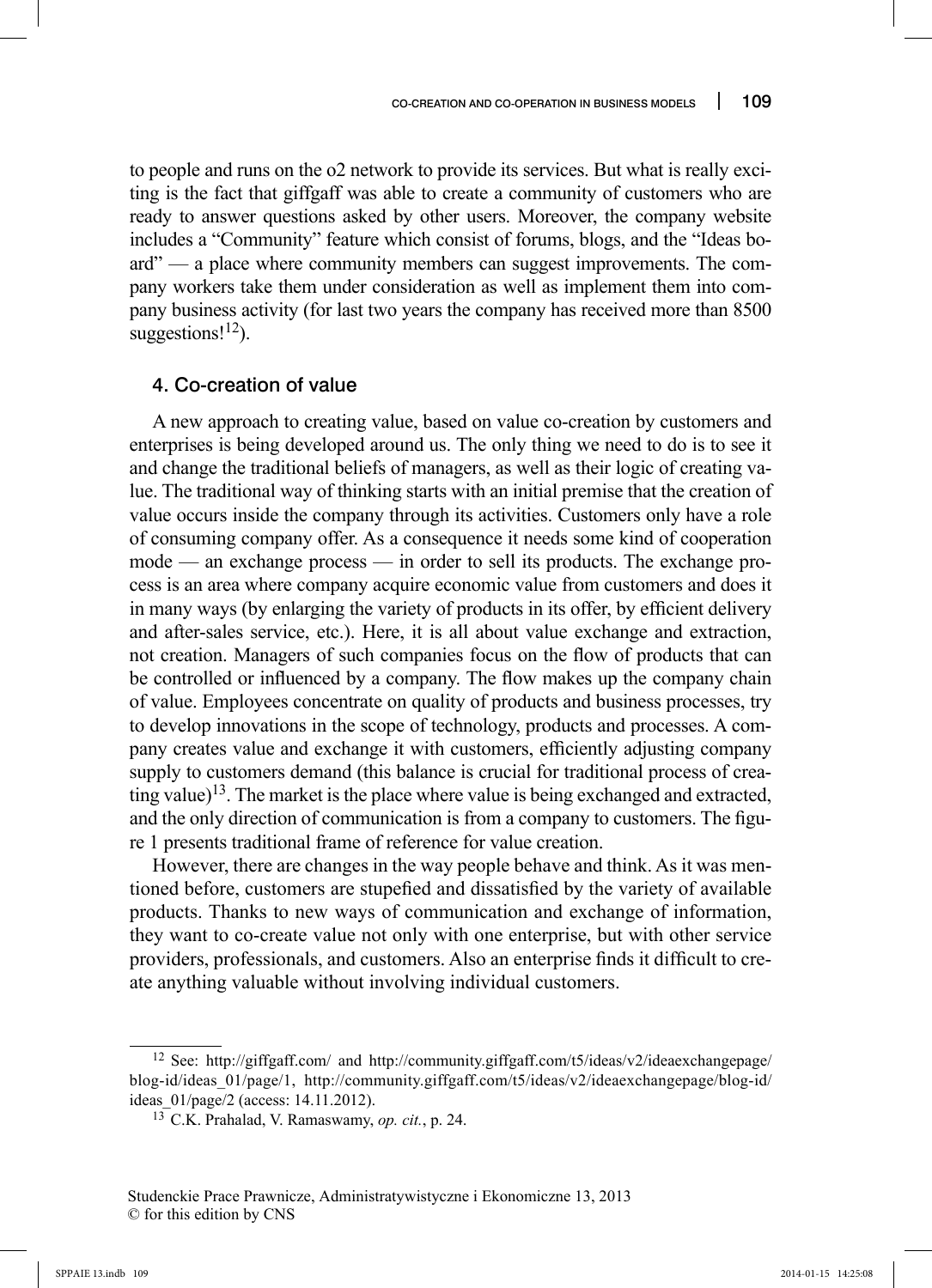to people and runs on the o2 network to provide its services. But what is really exciting is the fact that giffgaff was able to create a community of customers who are ready to answer questions asked by other users. Moreover, the company website includes a "Community" feature which consist of forums, blogs, and the "Ideas board" — a place where community members can suggest improvements. The company workers take them under consideration as well as implement them into company business activity (for last two years the company has received more than 8500 suggestions![12]).

## 4. Co-creation of value

A new approach to creating value, based on value co-creation by customers and enterprises is being developed around us. The only thing we need to do is to see it and change the traditional beliefs of managers, as well as their logic of creating value. The traditional way of thinking starts with an initial premise that the creation of value occurs inside the company through its activities. Customers only have a role of consuming company offer. As a consequence it needs some kind of cooperation mode — an exchange process — in order to sell its products. The exchange process is an area where company acquire economic value from customers and does it in many ways (by enlarging the variety of products in its offer, by efficient delivery and after-sales service, etc.). Here, it is all about value exchange and extraction, not creation. Managers of such companies focus on the flow of products that can be controlled or influenced by a company. The flow makes up the company chain of value. Employees concentrate on quality of products and business processes, try to develop innovations in the scope of technology, products and processes. A company creates value and exchange it with customers, efficiently adjusting company supply to customers demand (this balance is crucial for traditional process of creating value)[13]. The market is the place where value is being exchanged and extracted, and the only direction of communication is from a company to customers. The figure 1 presents traditional frame of reference for value creation.

However, there are changes in the way people behave and think. As it was mentioned before, customers are stupefied and dissatisfied by the variety of available products. Thanks to new ways of communication and exchange of information, they want to co-create value not only with one enterprise, but with other service providers, professionals, and customers. Also an enterprise finds it difficult to create anything valuable without involving individual customers.

---

[12] See: http://giffgaff.com/ and http://community.giffgaff.com/t5/ideas/v2/ideaexchangepage/blog-id/ideas_01/page/1, http://community.giffgaff.com/t5/ideas/v2/ideaexchangepage/blog-id/ideas_01/page/2 (access: 14.11.2012).

[13] C.K. Prahalad, V. Ramaswamy, *op. cit.*, p. 24.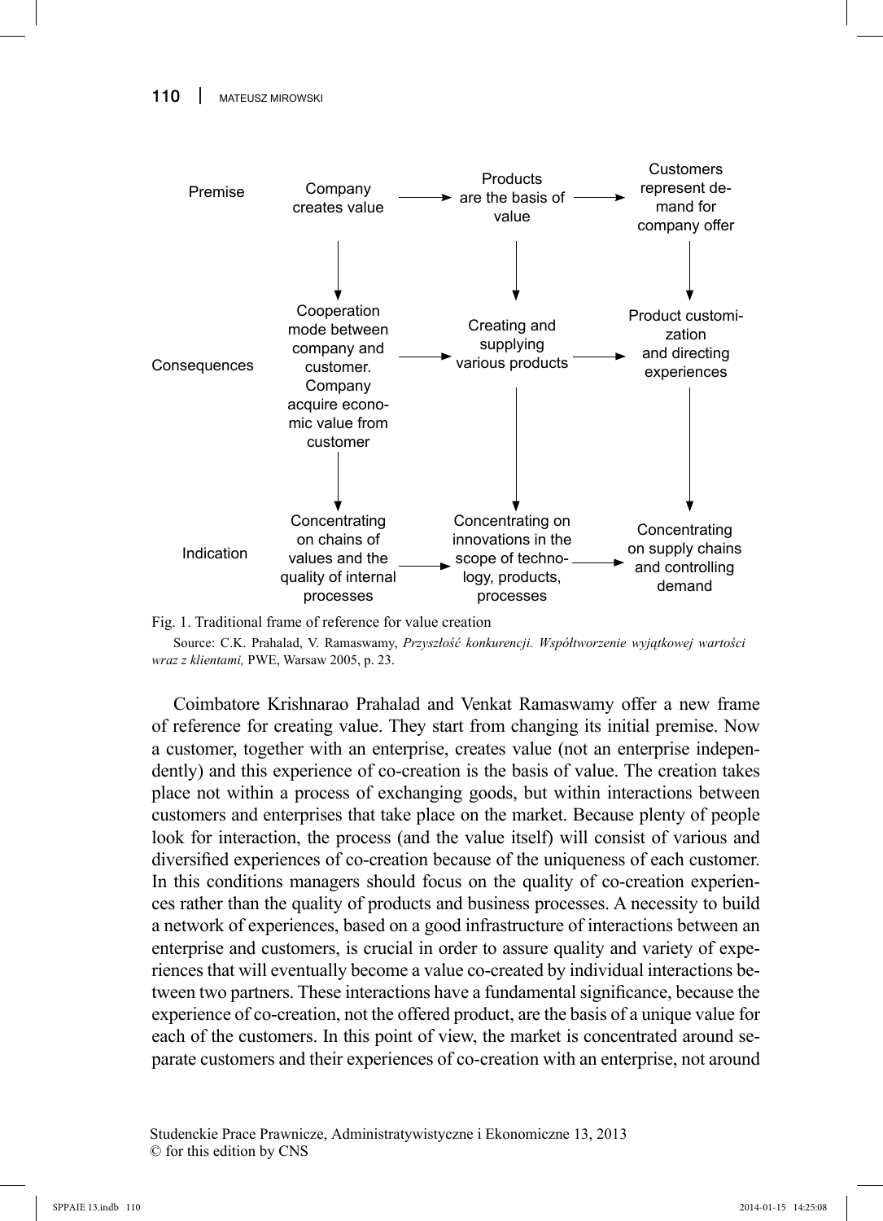| | | | |
|---|---|---|---|
| Premise | Company creates value → | Products are the basis of value → | Customers represent demand for company offer |
| Consequences | Cooperation mode between company and customer. Company acquire economic value from customer → | Creating and supplying various products → | Product customization and directing experiences |
| Indication | Concentrating on chains of values and the quality of internal processes → | Concentrating on innovations in the scope of technology, products, processes → | Concentrating on supply chains and controlling demand |

Fig. 1. Traditional frame of reference for value creation

Source: C.K. Prahalad, V. Ramaswamy, *Przyszłość konkurencji. Współtworzenie wyjątkowej wartości wraz z klientami,* PWE, Warsaw 2005, p. 23.

Coimbatore Krishnarao Prahalad and Venkat Ramaswamy offer a new frame of reference for creating value. They start from changing its initial premise. Now a customer, together with an enterprise, creates value (not an enterprise independently) and this experience of co-creation is the basis of value. The creation takes place not within a process of exchanging goods, but within interactions between customers and enterprises that take place on the market. Because plenty of people look for interaction, the process (and the value itself) will consist of various and diversified experiences of co-creation because of the uniqueness of each customer. In this conditions managers should focus on the quality of co-creation experiences rather than the quality of products and business processes. A necessity to build a network of experiences, based on a good infrastructure of interactions between an enterprise and customers, is crucial in order to assure quality and variety of experiences that will eventually become a value co-created by individual interactions between two partners. These interactions have a fundamental significance, because the experience of co-creation, not the offered product, are the basis of a unique value for each of the customers. In this point of view, the market is concentrated around separate customers and their experiences of co-creation with an enterprise, not around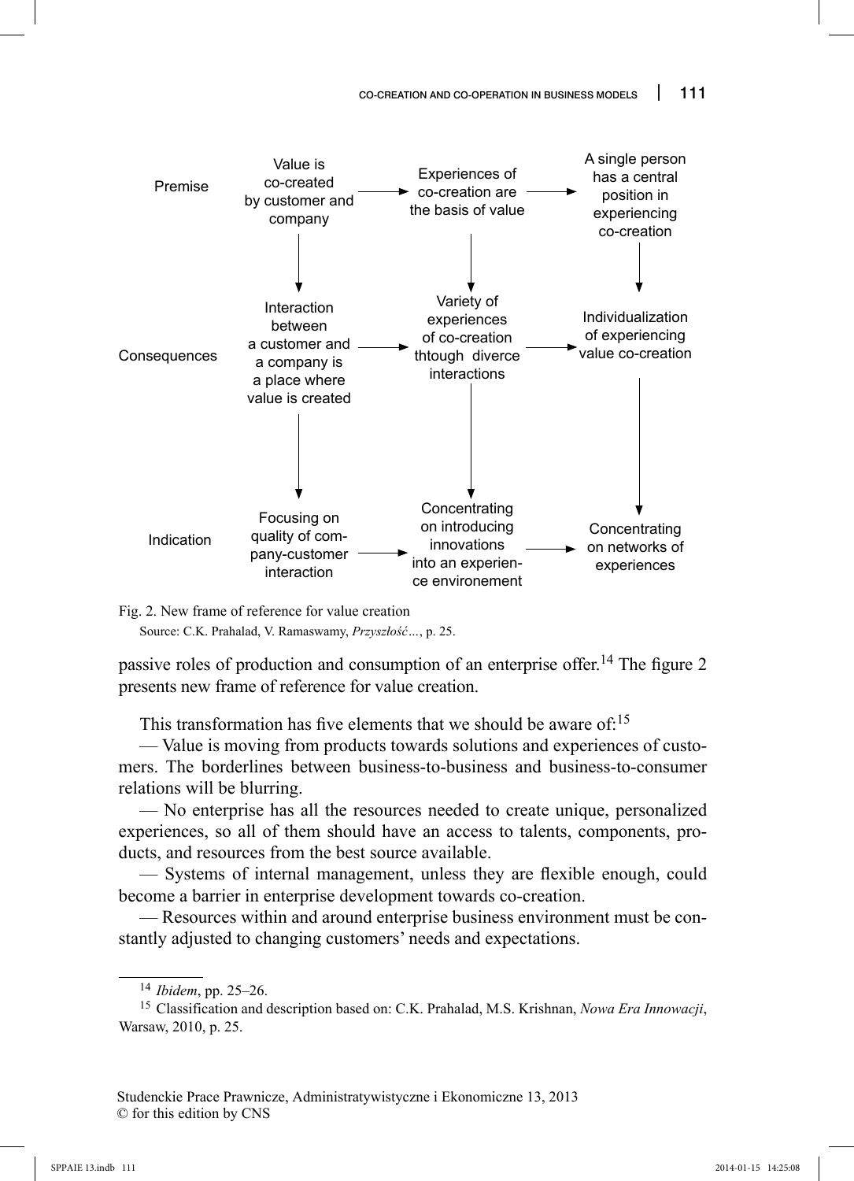| | | | |
|---|---|---|---|
| Premise | Value is co-created by customer and company → | Experiences of co-creation are the basis of value → | A single person has a central position in experiencing co-creation |
| Consequences | Interaction between a customer and a company is a place where value is created → | Variety of experiences of co-creation thtough diverce interactions → | Individualization of experiencing value co-creation |
| Indication | Focusing on quality of company-customer interaction → | Concentrating on introducing innovations into an experience environement → | Concentrating on networks of experiences |

Fig. 2. New frame of reference for value creation

Source: C.K. Prahalad, V. Ramaswamy, *Przyszłość*..., p. 25.

passive roles of production and consumption of an enterprise offer.[14] The figure 2 presents new frame of reference for value creation.

This transformation has five elements that we should be aware of:[15]

— Value is moving from products towards solutions and experiences of customers. The borderlines between business-to-business and business-to-consumer relations will be blurring.

— No enterprise has all the resources needed to create unique, personalized experiences, so all of them should have an access to talents, components, products, and resources from the best source available.

— Systems of internal management, unless they are flexible enough, could become a barrier in enterprise development towards co-creation.

— Resources within and around enterprise business environment must be constantly adjusted to changing customers' needs and expectations.

---

[14] *Ibidem*, pp. 25–26.

[15] Classification and description based on: C.K. Prahalad, M.S. Krishnan, *Nowa Era Innowacji*, Warsaw, 2010, p. 25.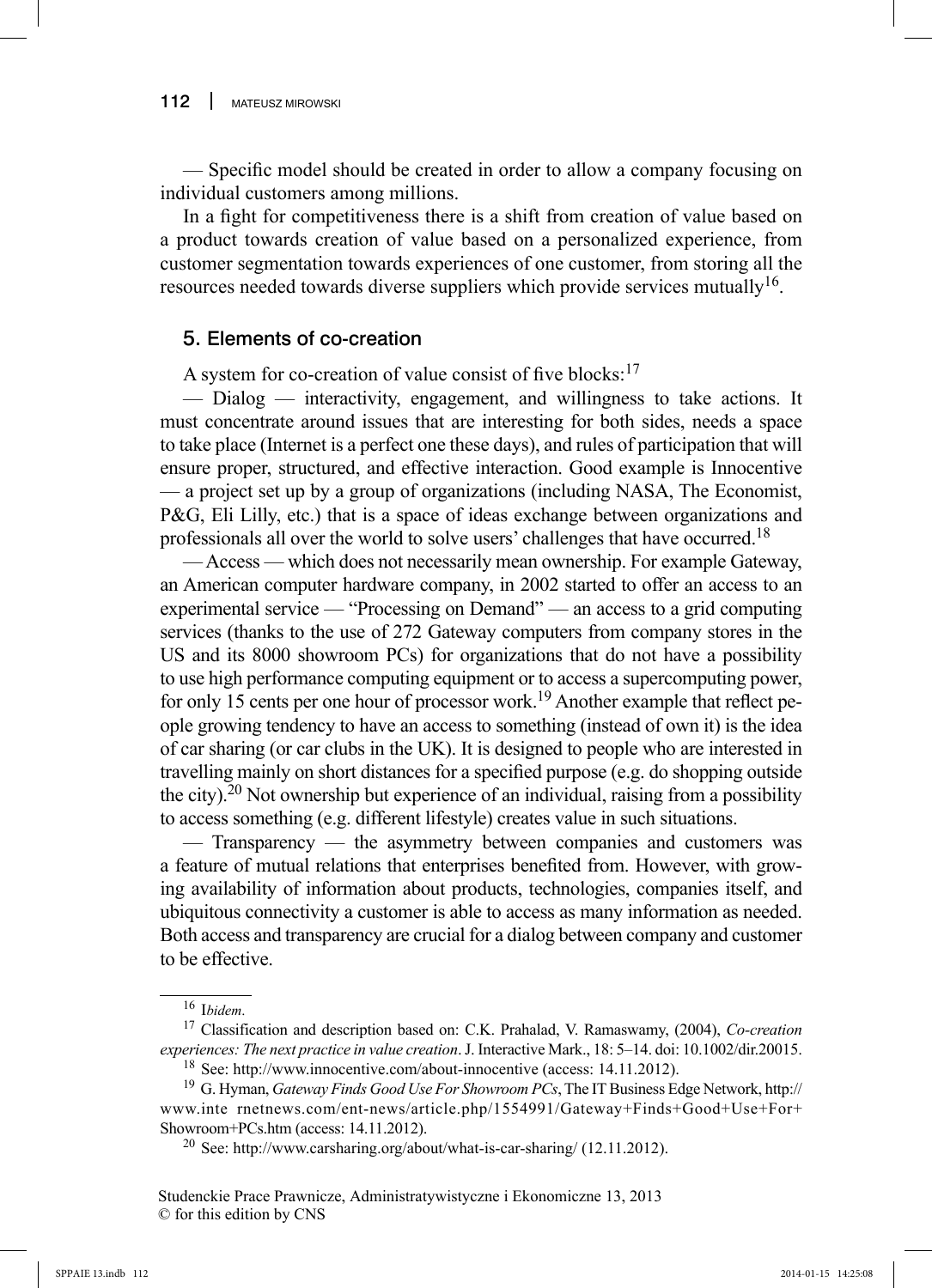— Specific model should be created in order to allow a company focusing on individual customers among millions.

In a fight for competitiveness there is a shift from creation of value based on a product towards creation of value based on a personalized experience, from customer segmentation towards experiences of one customer, from storing all the resources needed towards diverse suppliers which provide services mutually[16].

## 5. Elements of co-creation

A system for co-creation of value consist of five blocks:[17]

— Dialog — interactivity, engagement, and willingness to take actions. It must concentrate around issues that are interesting for both sides, needs a space to take place (Internet is a perfect one these days), and rules of participation that will ensure proper, structured, and effective interaction. Good example is Innocentive — a project set up by a group of organizations (including NASA, The Economist, P&G, Eli Lilly, etc.) that is a space of ideas exchange between organizations and professionals all over the world to solve users' challenges that have occurred.[18]

— Access — which does not necessarily mean ownership. For example Gateway, an American computer hardware company, in 2002 started to offer an access to an experimental service — "Processing on Demand" — an access to a grid computing services (thanks to the use of 272 Gateway computers from company stores in the US and its 8000 showroom PCs) for organizations that do not have a possibility to use high performance computing equipment or to access a supercomputing power, for only 15 cents per one hour of processor work.[19] Another example that reflect people growing tendency to have an access to something (instead of own it) is the idea of car sharing (or car clubs in the UK). It is designed to people who are interested in travelling mainly on short distances for a specified purpose (e.g. do shopping outside the city).[20] Not ownership but experience of an individual, raising from a possibility to access something (e.g. different lifestyle) creates value in such situations.

— Transparency — the asymmetry between companies and customers was a feature of mutual relations that enterprises benefited from. However, with growing availability of information about products, technologies, companies itself, and ubiquitous connectivity a customer is able to access as many information as needed. Both access and transparency are crucial for a dialog between company and customer to be effective.

---

[16] *Ibidem*.

[17] Classification and description based on: C.K. Prahalad, V. Ramaswamy, (2004), *Co-creation experiences: The next practice in value creation*. J. Interactive Mark., 18: 5–14. doi: 10.1002/dir.20015.

[18] See: http://www.innocentive.com/about-innocentive (access: 14.11.2012).

[19] G. Hyman, *Gateway Finds Good Use For Showroom PCs*, The IT Business Edge Network, http://www.inte rnetnews.com/ent-news/article.php/1554991/Gateway+Finds+Good+Use+For+Showroom+PCs.htm (access: 14.11.2012).

[20] See: http://www.carsharing.org/about/what-is-car-sharing/ (12.11.2012).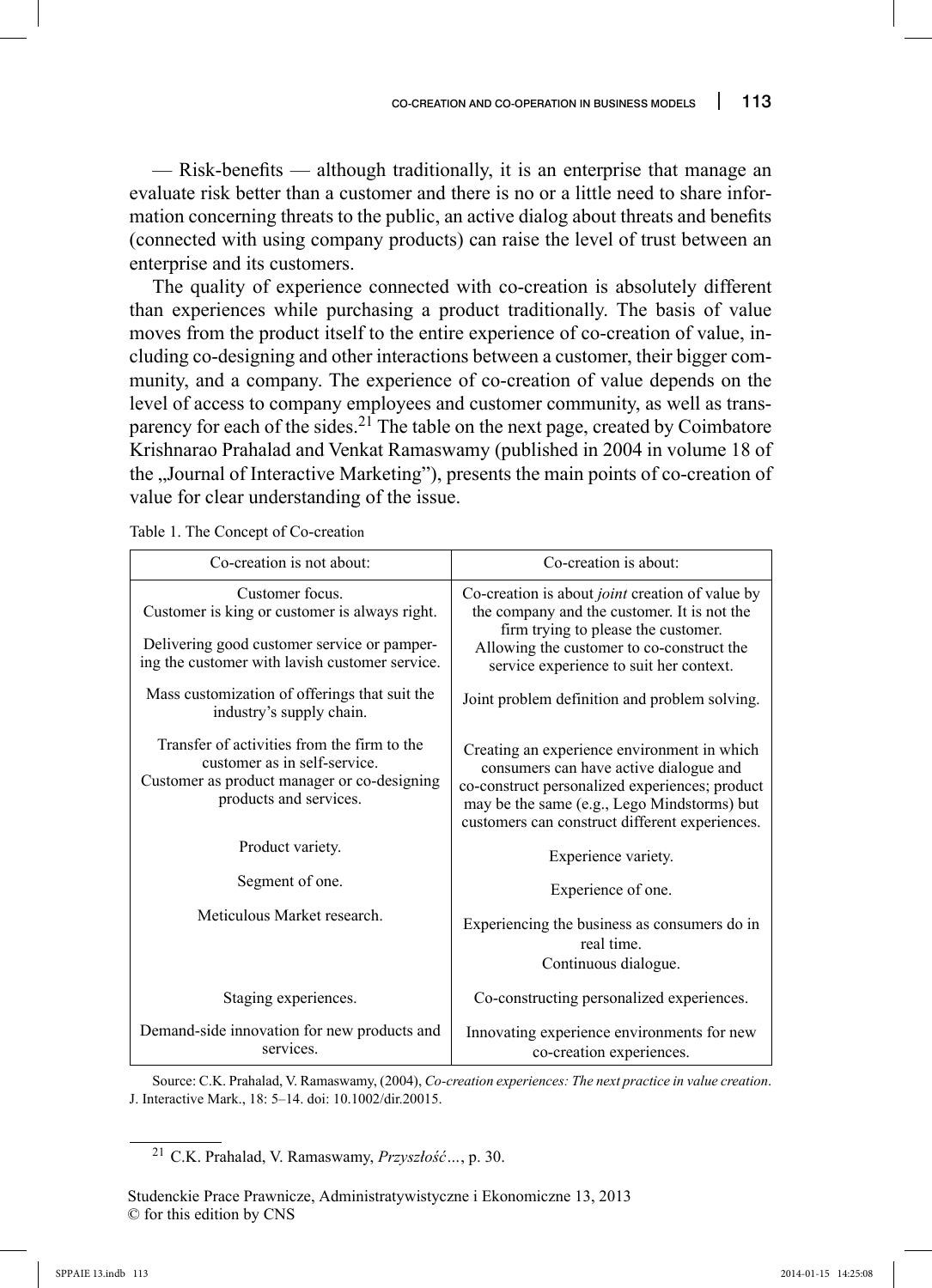— Risk-benefits — although traditionally, it is an enterprise that manage an evaluate risk better than a customer and there is no or a little need to share information concerning threats to the public, an active dialog about threats and benefits (connected with using company products) can raise the level of trust between an enterprise and its customers.

The quality of experience connected with co-creation is absolutely different than experiences while purchasing a product traditionally. The basis of value moves from the product itself to the entire experience of co-creation of value, including co-designing and other interactions between a customer, their bigger community, and a company. The experience of co-creation of value depends on the level of access to company employees and customer community, as well as transparency for each of the sides.[21] The table on the next page, created by Coimbatore Krishnarao Prahalad and Venkat Ramaswamy (published in 2004 in volume 18 of the „Journal of Interactive Marketing"), presents the main points of co-creation of value for clear understanding of the issue.

Table 1. The Concept of Co-creation

| Co-creation is not about: | Co-creation is about: |
|---|---|
| Customer focus.<br>Customer is king or customer is always right.<br><br>Delivering good customer service or pampering the customer with lavish customer service. | Co-creation is about *joint* creation of value by the company and the customer. It is not the firm trying to please the customer.<br>Allowing the customer to co-construct the service experience to suit her context. |
| Mass customization of offerings that suit the industry's supply chain. | Joint problem definition and problem solving. |
| Transfer of activities from the firm to the customer as in self-service.<br>Customer as product manager or co-designing products and services. | Creating an experience environment in which consumers can have active dialogue and co-construct personalized experiences; product may be the same (e.g., Lego Mindstorms) but customers can construct different experiences. |
| Product variety. | Experience variety. |
| Segment of one. | Experience of one. |
| Meticulous Market research. | Experiencing the business as consumers do in real time.<br>Continuous dialogue. |
| Staging experiences. | Co-constructing personalized experiences. |
| Demand-side innovation for new products and services. | Innovating experience environments for new co-creation experiences. |

Source: C.K. Prahalad, V. Ramaswamy, (2004), *Co-creation experiences: The next practice in value creation*. J. Interactive Mark., 18: 5–14. doi: 10.1002/dir.20015.

[21] C.K. Prahalad, V. Ramaswamy, *Przyszłość…*, p. 30.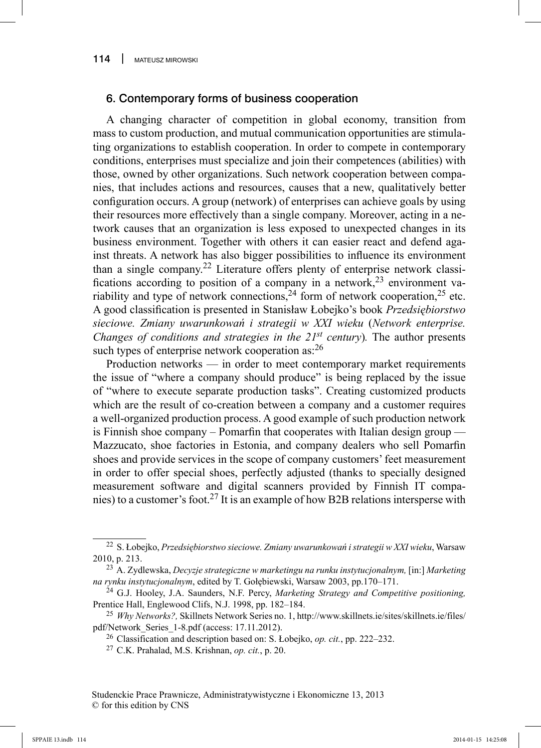## 6. Contemporary forms of business cooperation

A changing character of competition in global economy, transition from mass to custom production, and mutual communication opportunities are stimulating organizations to establish cooperation. In order to compete in contemporary conditions, enterprises must specialize and join their competences (abilities) with those, owned by other organizations. Such network cooperation between companies, that includes actions and resources, causes that a new, qualitatively better configuration occurs. A group (network) of enterprises can achieve goals by using their resources more effectively than a single company. Moreover, acting in a network causes that an organization is less exposed to unexpected changes in its business environment. Together with others it can easier react and defend against threats. A network has also bigger possibilities to influence its environment than a single company.[22] Literature offers plenty of enterprise network classifications according to position of a company in a network,[23] environment variability and type of network connections,[24] form of network cooperation,[25] etc. A good classification is presented in Stanisław Łobejko's book *Przedsiębiorstwo sieciowe. Zmiany uwarunkowań i strategii w XXI wieku* (*Network enterprise. Changes of conditions and strategies in the 21st century*). The author presents such types of enterprise network cooperation as:[26]

Production networks — in order to meet contemporary market requirements the issue of "where a company should produce" is being replaced by the issue of "where to execute separate production tasks". Creating customized products which are the result of co-creation between a company and a customer requires a well-organized production process. A good example of such production network is Finnish shoe company – Pomarfin that cooperates with Italian design group — Mazzucato, shoe factories in Estonia, and company dealers who sell Pomarfin shoes and provide services in the scope of company customers' feet measurement in order to offer special shoes, perfectly adjusted (thanks to specially designed measurement software and digital scanners provided by Finnish IT companies) to a customer's foot.[27] It is an example of how B2B relations intersperse with

---

[22] S. Łobejko, *Przedsiębiorstwo sieciowe. Zmiany uwarunkowań i strategii w XXI wieku*, Warsaw 2010, p. 213.

[23] A. Zydlewska, *Decyzje strategiczne w marketingu na runku instytucjonalnym,* [in:] *Marketing na rynku instytucjonalnym*, edited by T. Gołębiewski, Warsaw 2003, pp.170–171.

[24] G.J. Hooley, J.A. Saunders, N.F. Percy, *Marketing Strategy and Competitive positioning,* Prentice Hall, Englewood Clifs, N.J. 1998, pp. 182–184.

[25] *Why Networks?,* Skillnets Network Series no. 1, http://www.skillnets.ie/sites/skillnets.ie/files/pdf/Network_Series_1-8.pdf (access: 17.11.2012).

[26] Classification and description based on: S. Łobejko, *op. cit.*, pp. 222–232.

[27] C.K. Prahalad, M.S. Krishnan, *op. cit.*, p. 20.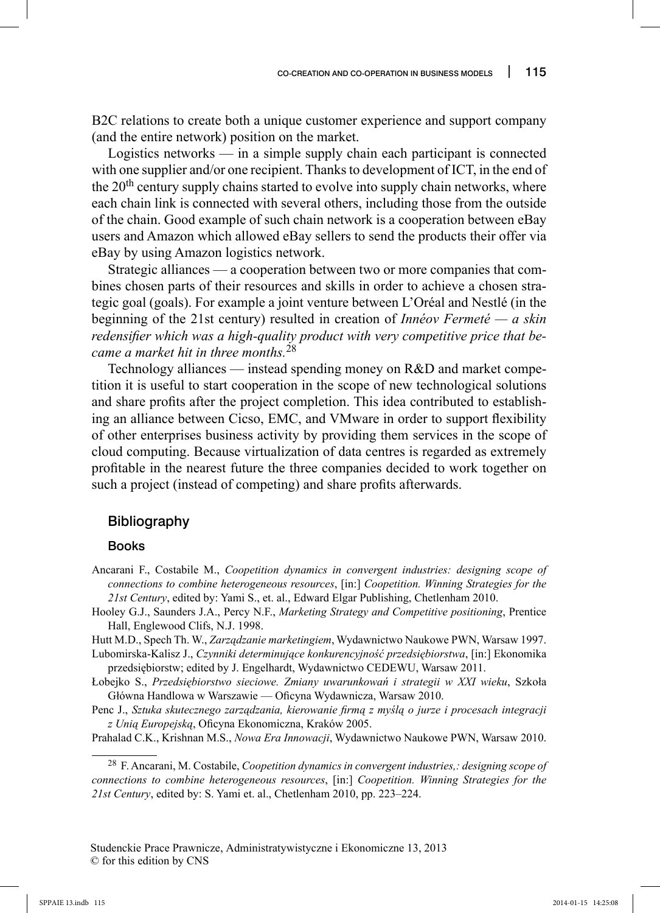B2C relations to create both a unique customer experience and support company (and the entire network) position on the market.

Logistics networks — in a simple supply chain each participant is connected with one supplier and/or one recipient. Thanks to development of ICT, in the end of the 20th century supply chains started to evolve into supply chain networks, where each chain link is connected with several others, including those from the outside of the chain. Good example of such chain network is a cooperation between eBay users and Amazon which allowed eBay sellers to send the products their offer via eBay by using Amazon logistics network.

Strategic alliances — a cooperation between two or more companies that combines chosen parts of their resources and skills in order to achieve a chosen strategic goal (goals). For example a joint venture between L'Oréal and Nestlé (in the beginning of the 21st century) resulted in creation of *Innéov Fermeté — a skin redensifier which was a high-quality product with very competitive price that became a market hit in three months.*[28]

Technology alliances — instead spending money on R&D and market competition it is useful to start cooperation in the scope of new technological solutions and share profits after the project completion. This idea contributed to establishing an alliance between Cicso, EMC, and VMware in order to support flexibility of other enterprises business activity by providing them services in the scope of cloud computing. Because virtualization of data centres is regarded as extremely profitable in the nearest future the three companies decided to work together on such a project (instead of competing) and share profits afterwards.

## Bibliography

### Books

Ancarani F., Costabile M., *Coopetition dynamics in convergent industries: designing scope of connections to combine heterogeneous resources*, [in:] *Coopetition. Winning Strategies for the 21st Century*, edited by: Yami S., et. al., Edward Elgar Publishing, Chetlenham 2010.

Hooley G.J., Saunders J.A., Percy N.F., *Marketing Strategy and Competitive positioning*, Prentice Hall, Englewood Clifs, N.J. 1998.

Hutt M.D., Spech Th. W., *Zarządzanie marketingiem*, Wydawnictwo Naukowe PWN, Warsaw 1997.

Lubomirska-Kalisz J., *Czynniki determinujące konkurencyjność przedsiębiorstwa*, [in:] Ekonomika przedsiębiorstw; edited by J. Engelhardt, Wydawnictwo CEDEWU, Warsaw 2011.

Łobejko S., *Przedsiębiorstwo sieciowe. Zmiany uwarunkowań i strategii w XXI wieku*, Szkoła Główna Handlowa w Warszawie — Oficyna Wydawnicza, Warsaw 2010.

Penc J., *Sztuka skutecznego zarządzania, kierowanie firmą z myślą o jurze i procesach integracji z Unią Europejską*, Oficyna Ekonomiczna, Kraków 2005.

Prahalad C.K., Krishnan M.S., *Nowa Era Innowacji*, Wydawnictwo Naukowe PWN, Warsaw 2010.

---

[28] F. Ancarani, M. Costabile, *Coopetition dynamics in convergent industries,: designing scope of connections to combine heterogeneous resources*, [in:] *Coopetition. Winning Strategies for the 21st Century*, edited by: S. Yami et. al., Chetlenham 2010, pp. 223–224.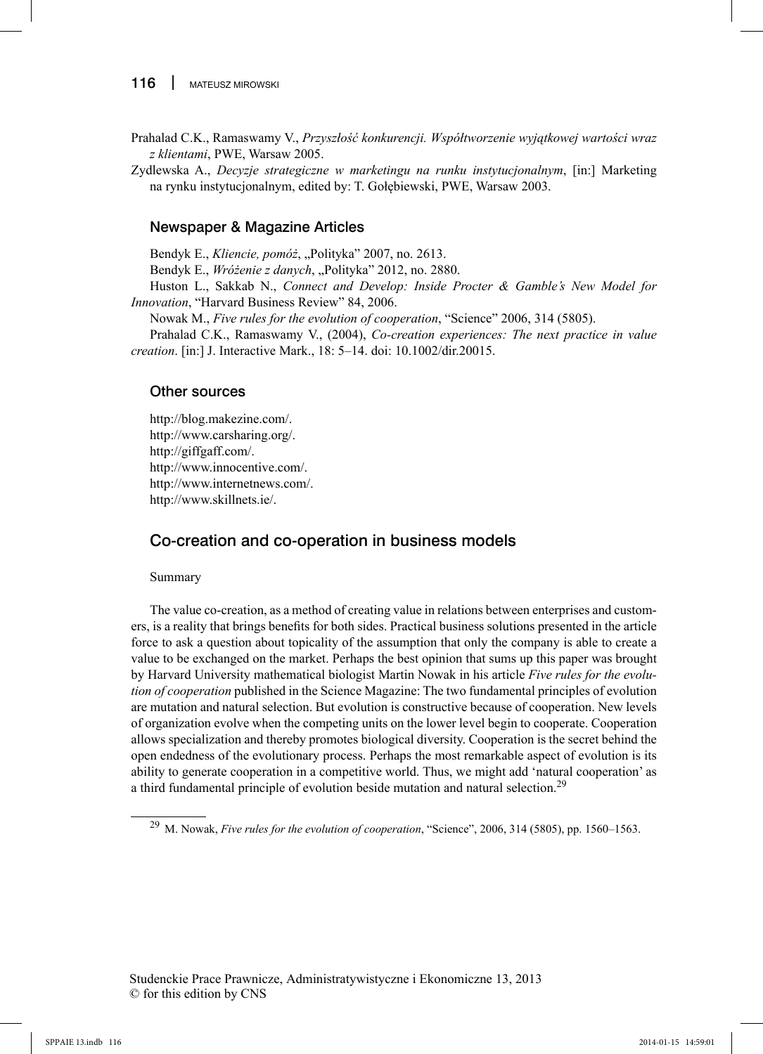Prahalad C.K., Ramaswamy V., *Przyszłość konkurencji. Współtworzenie wyjątkowej wartości wraz z klientami*, PWE, Warsaw 2005.

Zydlewska A., *Decyzje strategiczne w marketingu na runku instytucjonalnym*, [in:] Marketing na rynku instytucjonalnym, edited by: T. Gołębiewski, PWE, Warsaw 2003.

### Newspaper & Magazine Articles

Bendyk E., *Kliencie, pomóż*, „Polityka" 2007, no. 2613.

Bendyk E., *Wróżenie z danych*, „Polityka" 2012, no. 2880.

Huston L., Sakkab N., *Connect and Develop: Inside Procter & Gamble's New Model for Innovation*, "Harvard Business Review" 84, 2006.

Nowak M., *Five rules for the evolution of cooperation*, "Science" 2006, 314 (5805).

Prahalad C.K., Ramaswamy V., (2004), *Co-creation experiences: The next practice in value creation*. [in:] J. Interactive Mark., 18: 5–14. doi: 10.1002/dir.20015.

### Other sources

http://blog.makezine.com/.
http://www.carsharing.org/.
http://giffgaff.com/.
http://www.innocentive.com/.
http://www.internetnews.com/.
http://www.skillnets.ie/.

## Co-creation and co-operation in business models

Summary

The value co-creation, as a method of creating value in relations between enterprises and customers, is a reality that brings benefits for both sides. Practical business solutions presented in the article force to ask a question about topicality of the assumption that only the company is able to create a value to be exchanged on the market. Perhaps the best opinion that sums up this paper was brought by Harvard University mathematical biologist Martin Nowak in his article *Five rules for the evolution of cooperation* published in the Science Magazine: The two fundamental principles of evolution are mutation and natural selection. But evolution is constructive because of cooperation. New levels of organization evolve when the competing units on the lower level begin to cooperate. Cooperation allows specialization and thereby promotes biological diversity. Cooperation is the secret behind the open endedness of the evolutionary process. Perhaps the most remarkable aspect of evolution is its ability to generate cooperation in a competitive world. Thus, we might add 'natural cooperation' as a third fundamental principle of evolution beside mutation and natural selection.[29]

[29] M. Nowak, *Five rules for the evolution of cooperation*, "Science", 2006, 314 (5805), pp. 1560–1563.